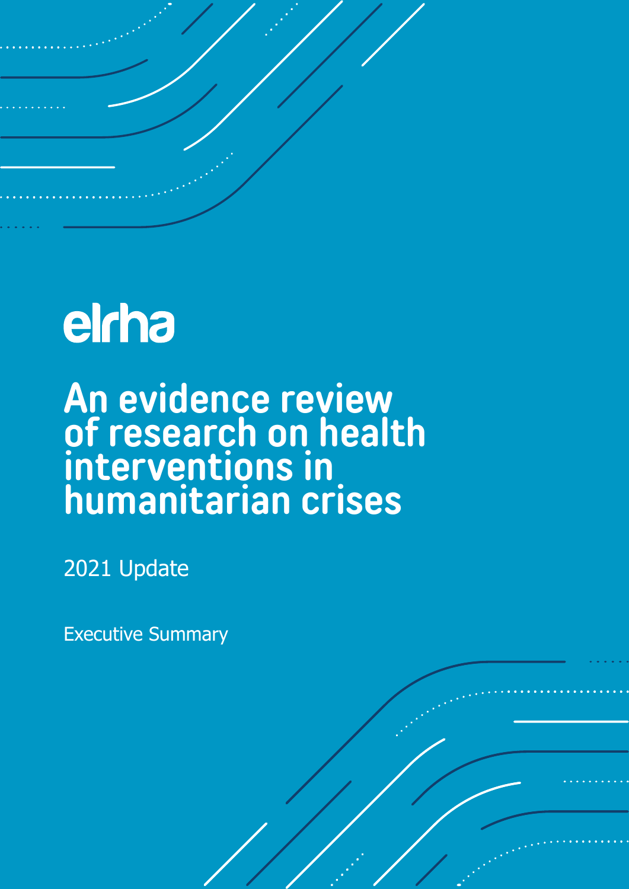elrha

# An evidence review of research on health interventions in humanitarian crises

2021 Update

Executive Summary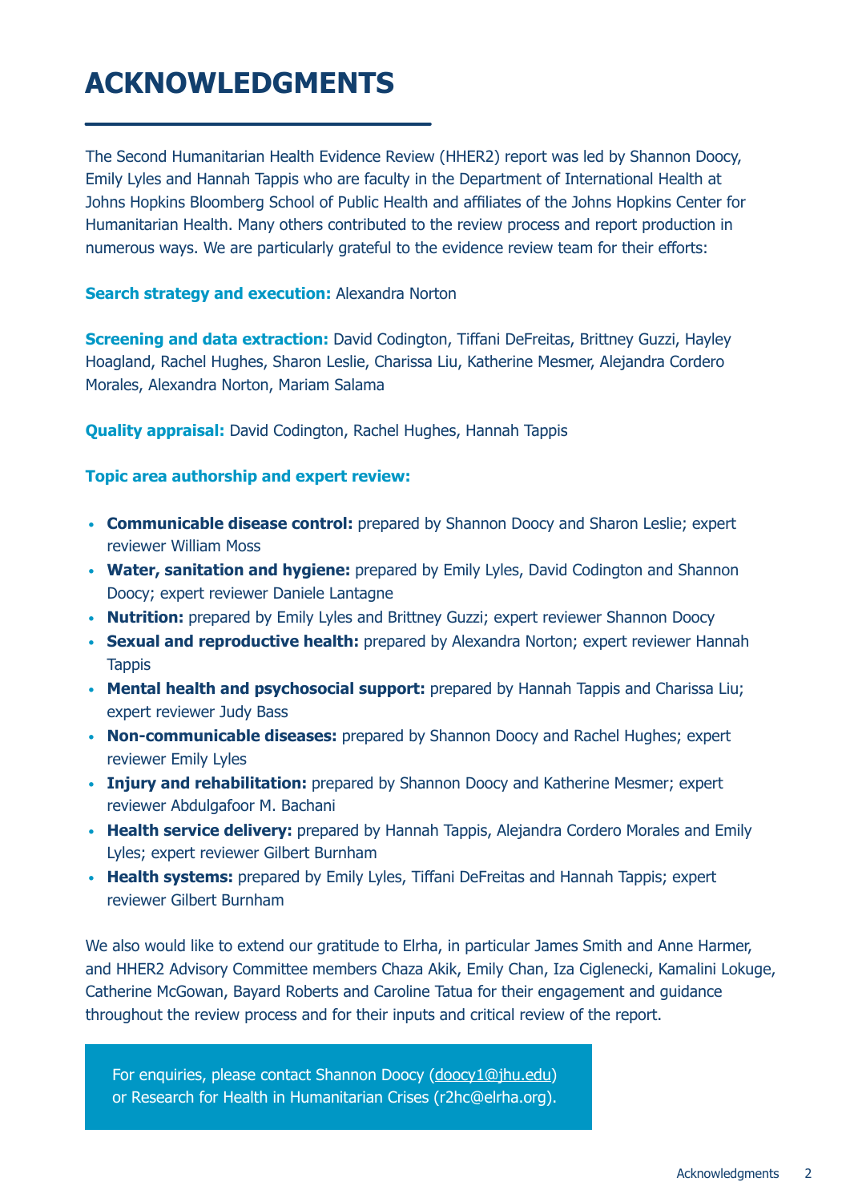# ACKNOWLEDGMENTS

The Second Humanitarian Health Evidence Review (HHER2) report was led by Shannon Doocy, Emily Lyles and Hannah Tappis who are faculty in the Department of International Health at Johns Hopkins Bloomberg School of Public Health and affiliates of the Johns Hopkins Center for Humanitarian Health. Many others contributed to the review process and report production in numerous ways. We are particularly grateful to the evidence review team for their efforts:

**Search strategy and execution:** Alexandra Norton

**Screening and data extraction:** David Codington, Tiffani DeFreitas, Brittney Guzzi, Hayley Hoagland, Rachel Hughes, Sharon Leslie, Charissa Liu, Katherine Mesmer, Alejandra Cordero Morales, Alexandra Norton, Mariam Salama

**Quality appraisal:** David Codington, Rachel Hughes, Hannah Tappis

**Topic area authorship and expert review:**

- **Communicable disease control:** prepared by Shannon Doocy and Sharon Leslie; expert reviewer William Moss
- **Water, sanitation and hygiene:** prepared by Emily Lyles, David Codington and Shannon Doocy; expert reviewer Daniele Lantagne
- **Nutrition:** prepared by Emily Lyles and Brittney Guzzi; expert reviewer Shannon Doocy
- **Sexual and reproductive health:** prepared by Alexandra Norton; expert reviewer Hannah Tappis
- **Mental health and psychosocial support:** prepared by Hannah Tappis and Charissa Liu; expert reviewer Judy Bass
- **Non-communicable diseases:** prepared by Shannon Doocy and Rachel Hughes; expert reviewer Emily Lyles
- **Injury and rehabilitation:** prepared by Shannon Doocy and Katherine Mesmer; expert reviewer Abdulgafoor M. Bachani
- **Health service delivery:** prepared by Hannah Tappis, Alejandra Cordero Morales and Emily Lyles; expert reviewer Gilbert Burnham
- **Health systems:** prepared by Emily Lyles, Tiffani DeFreitas and Hannah Tappis; expert reviewer Gilbert Burnham

We also would like to extend our gratitude to Elrha, in particular James Smith and Anne Harmer, and HHER2 Advisory Committee members Chaza Akik, Emily Chan, Iza Ciglenecki, Kamalini Lokuge, Catherine McGowan, Bayard Roberts and Caroline Tatua for their engagement and guidance throughout the review process and for their inputs and critical review of the report.

For enquiries, please contact Shannon Doocy (doocy1@jhu.edu) or Research for Health in Humanitarian Crises (r2hc@elrha.org).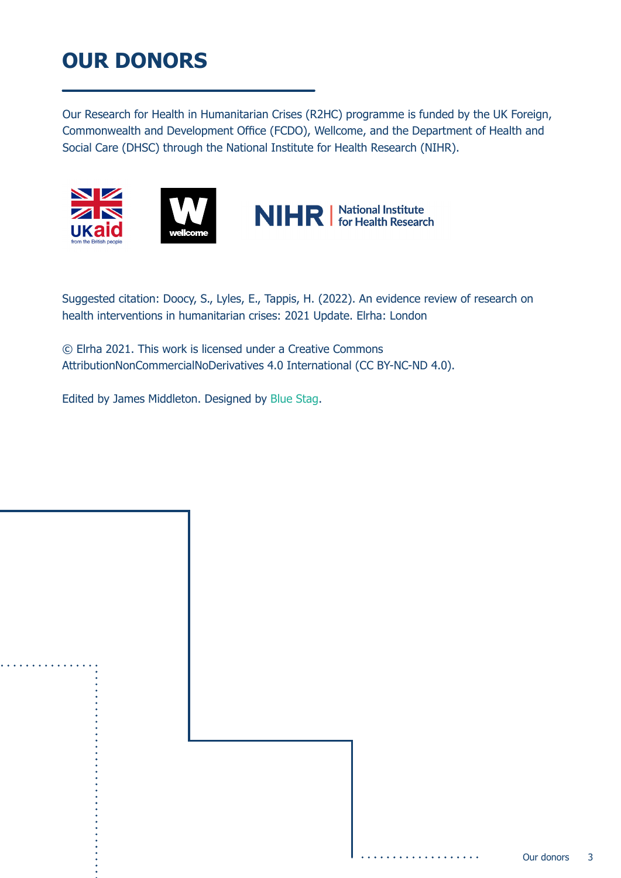# OUR DONORS

Our Research for Health in Humanitarian Crises (R2HC) programme is funded by the UK Foreign, Commonwealth and Development Office (FCDO), Wellcome, and the Department of Health and Social Care (DHSC) through the National Institute for Health Research (NIHR).

Suggested citation: Doocy, S., Lyles, E., Tappis, H. (2022). An evidence review of research on health interventions in humanitarian crises: 2021 Update. Elrha: London

© Elrha 2021. This work is licensed under a Creative Commons AttributionNonCommercialNoDerivatives 4.0 International (CC BY-NC-ND 4.0).

Edited by James Middleton. Designed by Blue Stag.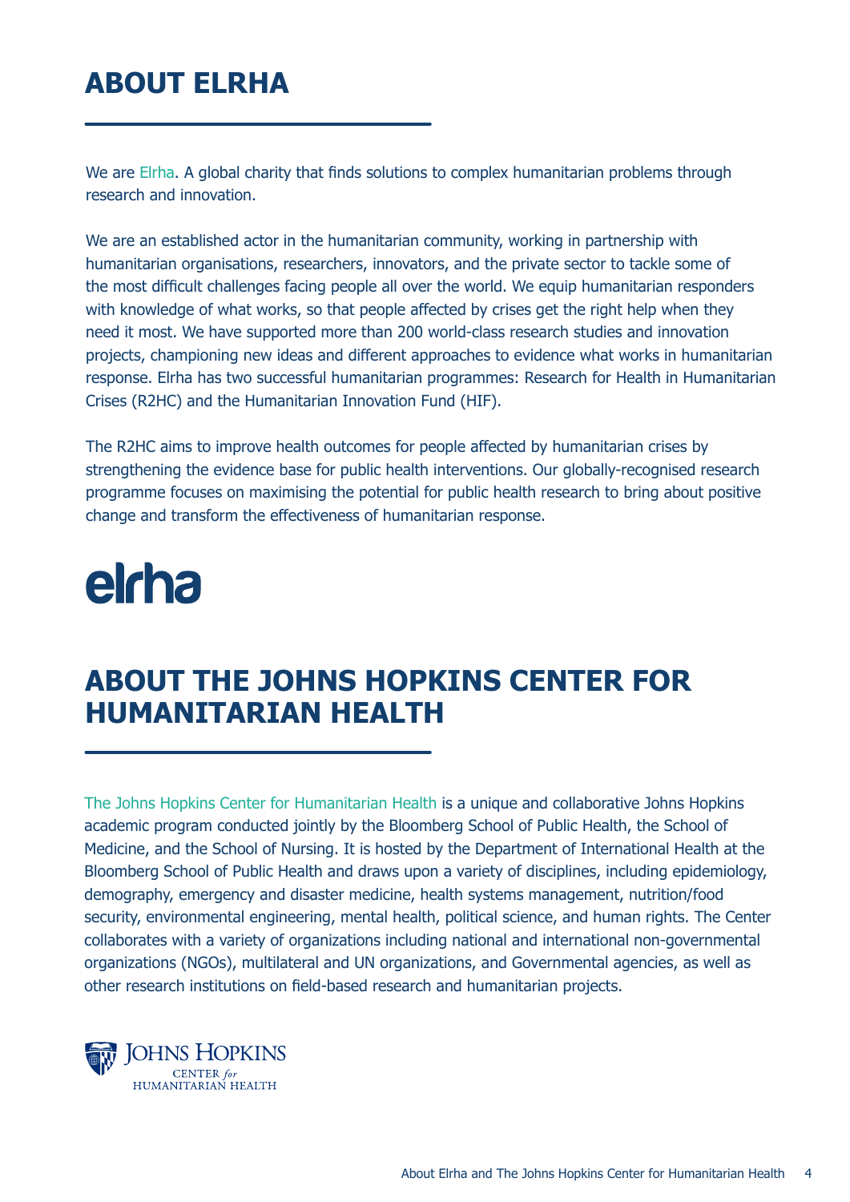# ABOUT ELRHA

We are Elrha. A global charity that finds solutions to complex humanitarian problems through research and innovation.

We are an established actor in the humanitarian community, working in partnership with humanitarian organisations, researchers, innovators, and the private sector to tackle some of the most difficult challenges facing people all over the world. We equip humanitarian responders with knowledge of what works, so that people affected by crises get the right help when they need it most. We have supported more than 200 world-class research studies and innovation projects, championing new ideas and different approaches to evidence what works in humanitarian response. Elrha has two successful humanitarian programmes: Research for Health in Humanitarian Crises (R2HC) and the Humanitarian Innovation Fund (HIF).

The R2HC aims to improve health outcomes for people affected by humanitarian crises by strengthening the evidence base for public health interventions. Our globally-recognised research programme focuses on maximising the potential for public health research to bring about positive change and transform the effectiveness of humanitarian response.

elrha

# ABOUT THE JOHNS HOPKINS CENTER FOR HUMANITARIAN HEALTH

The Johns Hopkins Center for Humanitarian Health is a unique and collaborative Johns Hopkins academic program conducted jointly by the Bloomberg School of Public Health, the School of Medicine, and the School of Nursing. It is hosted by the Department of International Health at the Bloomberg School of Public Health and draws upon a variety of disciplines, including epidemiology, demography, emergency and disaster medicine, health systems management, nutrition/food security, environmental engineering, mental health, political science, and human rights. The Center collaborates with a variety of organizations including national and international non-governmental organizations (NGOs), multilateral and UN organizations, and Governmental agencies, as well as other research institutions on field-based research and humanitarian projects.

JOHNS HOPKINS
CENTER *for*
HUMANITARIAN HEALTH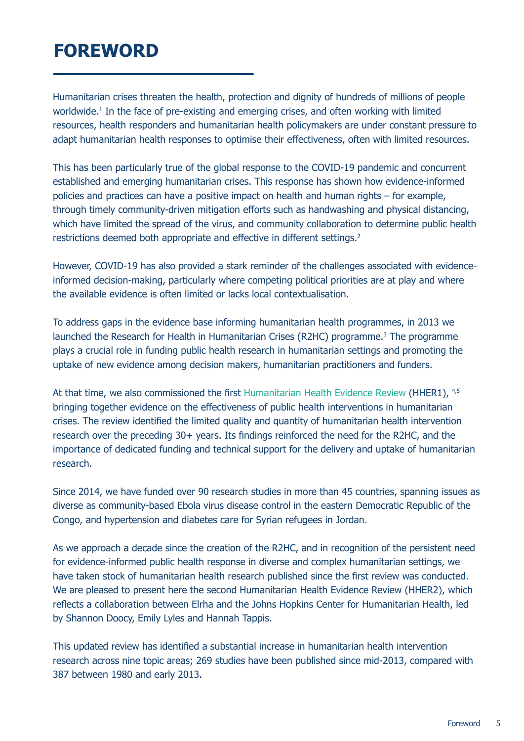# FOREWORD

Humanitarian crises threaten the health, protection and dignity of hundreds of millions of people worldwide.[1] In the face of pre-existing and emerging crises, and often working with limited resources, health responders and humanitarian health policymakers are under constant pressure to adapt humanitarian health responses to optimise their effectiveness, often with limited resources.

This has been particularly true of the global response to the COVID-19 pandemic and concurrent established and emerging humanitarian crises. This response has shown how evidence-informed policies and practices can have a positive impact on health and human rights – for example, through timely community-driven mitigation efforts such as handwashing and physical distancing, which have limited the spread of the virus, and community collaboration to determine public health restrictions deemed both appropriate and effective in different settings.[2]

However, COVID-19 has also provided a stark reminder of the challenges associated with evidence-informed decision-making, particularly where competing political priorities are at play and where the available evidence is often limited or lacks local contextualisation.

To address gaps in the evidence base informing humanitarian health programmes, in 2013 we launched the Research for Health in Humanitarian Crises (R2HC) programme.[3] The programme plays a crucial role in funding public health research in humanitarian settings and promoting the uptake of new evidence among decision makers, humanitarian practitioners and funders.

At that time, we also commissioned the first Humanitarian Health Evidence Review (HHER1), [4,5] bringing together evidence on the effectiveness of public health interventions in humanitarian crises. The review identified the limited quality and quantity of humanitarian health intervention research over the preceding 30+ years. Its findings reinforced the need for the R2HC, and the importance of dedicated funding and technical support for the delivery and uptake of humanitarian research.

Since 2014, we have funded over 90 research studies in more than 45 countries, spanning issues as diverse as community-based Ebola virus disease control in the eastern Democratic Republic of the Congo, and hypertension and diabetes care for Syrian refugees in Jordan.

As we approach a decade since the creation of the R2HC, and in recognition of the persistent need for evidence-informed public health response in diverse and complex humanitarian settings, we have taken stock of humanitarian health research published since the first review was conducted. We are pleased to present here the second Humanitarian Health Evidence Review (HHER2), which reflects a collaboration between Elrha and the Johns Hopkins Center for Humanitarian Health, led by Shannon Doocy, Emily Lyles and Hannah Tappis.

This updated review has identified a substantial increase in humanitarian health intervention research across nine topic areas; 269 studies have been published since mid-2013, compared with 387 between 1980 and early 2013.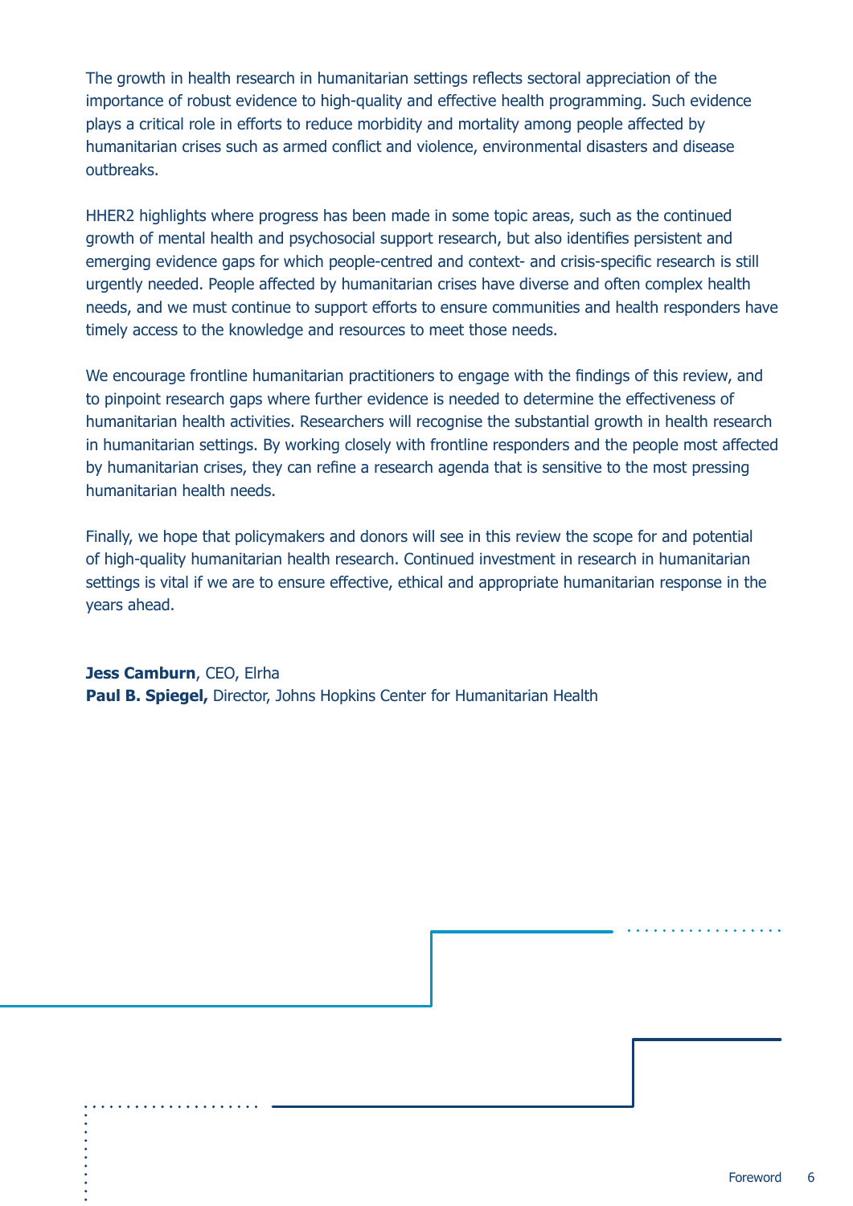The growth in health research in humanitarian settings reflects sectoral appreciation of the importance of robust evidence to high-quality and effective health programming. Such evidence plays a critical role in efforts to reduce morbidity and mortality among people affected by humanitarian crises such as armed conflict and violence, environmental disasters and disease outbreaks.

HHER2 highlights where progress has been made in some topic areas, such as the continued growth of mental health and psychosocial support research, but also identifies persistent and emerging evidence gaps for which people-centred and context- and crisis-specific research is still urgently needed. People affected by humanitarian crises have diverse and often complex health needs, and we must continue to support efforts to ensure communities and health responders have timely access to the knowledge and resources to meet those needs.

We encourage frontline humanitarian practitioners to engage with the findings of this review, and to pinpoint research gaps where further evidence is needed to determine the effectiveness of humanitarian health activities. Researchers will recognise the substantial growth in health research in humanitarian settings. By working closely with frontline responders and the people most affected by humanitarian crises, they can refine a research agenda that is sensitive to the most pressing humanitarian health needs.

Finally, we hope that policymakers and donors will see in this review the scope for and potential of high-quality humanitarian health research. Continued investment in research in humanitarian settings is vital if we are to ensure effective, ethical and appropriate humanitarian response in the years ahead.

**Jess Camburn**, CEO, Elrha
**Paul B. Spiegel,** Director, Johns Hopkins Center for Humanitarian Health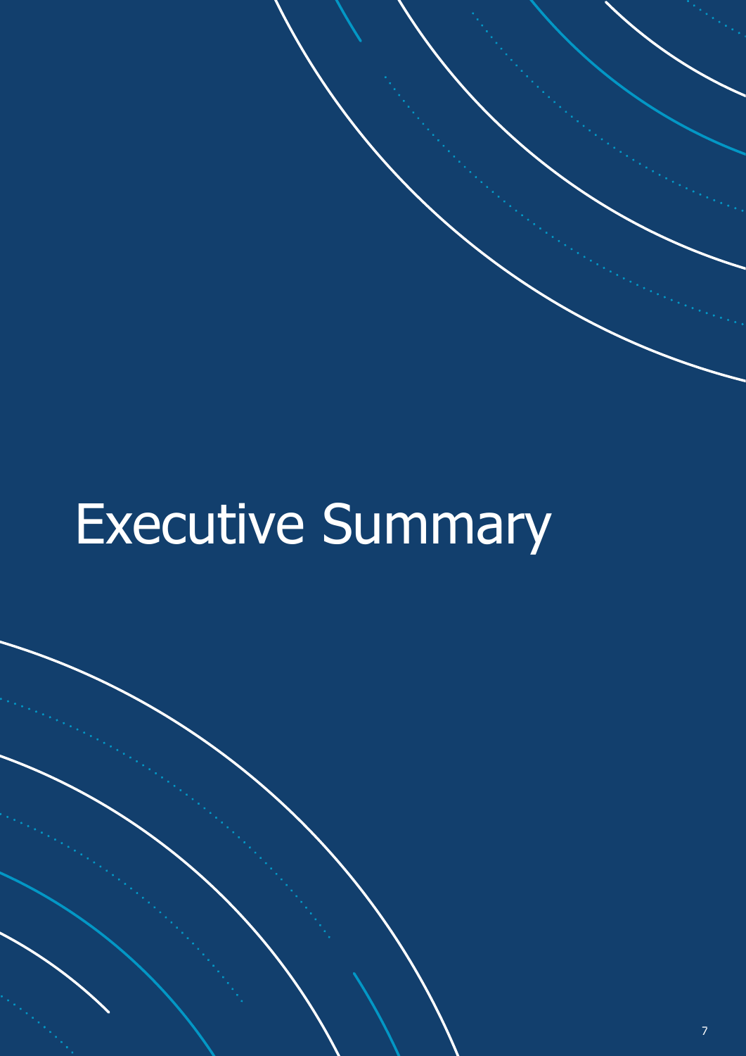# Executive Summary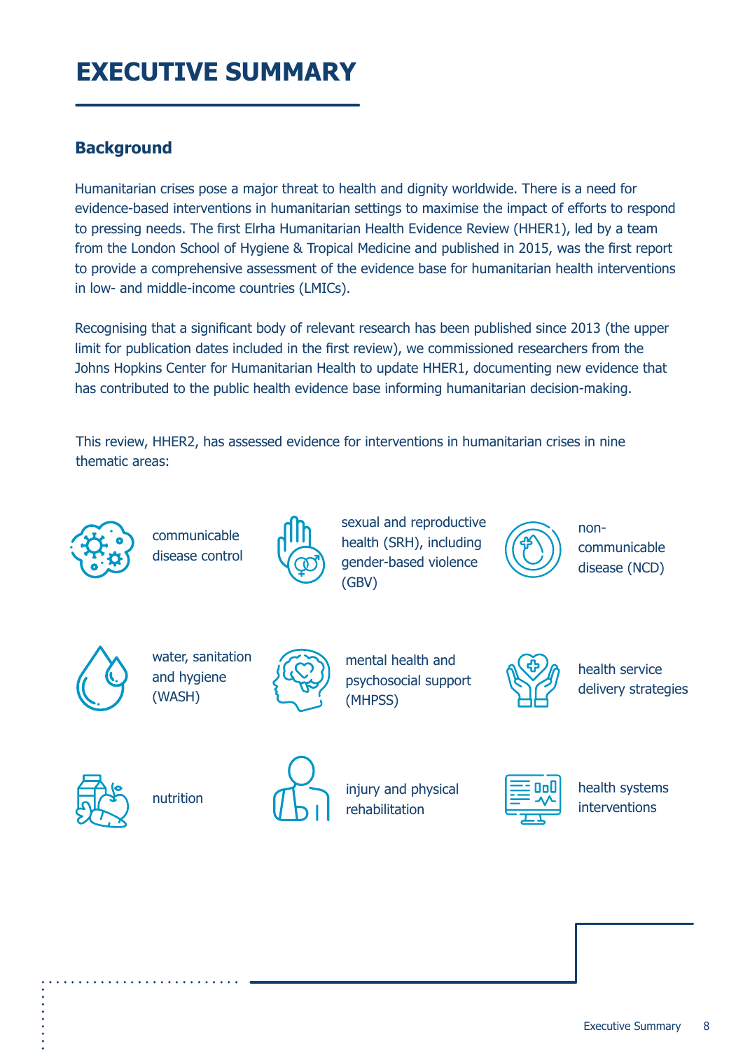# EXECUTIVE SUMMARY

## Background

Humanitarian crises pose a major threat to health and dignity worldwide. There is a need for evidence-based interventions in humanitarian settings to maximise the impact of efforts to respond to pressing needs. The first Elrha Humanitarian Health Evidence Review (HHER1), led by a team from the London School of Hygiene & Tropical Medicine and published in 2015, was the first report to provide a comprehensive assessment of the evidence base for humanitarian health interventions in low- and middle-income countries (LMICs).

Recognising that a significant body of relevant research has been published since 2013 (the upper limit for publication dates included in the first review), we commissioned researchers from the Johns Hopkins Center for Humanitarian Health to update HHER1, documenting new evidence that has contributed to the public health evidence base informing humanitarian decision-making.

This review, HHER2, has assessed evidence for interventions in humanitarian crises in nine thematic areas:

- communicable disease control
- sexual and reproductive health (SRH), including gender-based violence (GBV)
- non-communicable disease (NCD)
- water, sanitation and hygiene (WASH)
- mental health and psychosocial support (MHPSS)
- health service delivery strategies
- nutrition
- injury and physical rehabilitation
- health systems interventions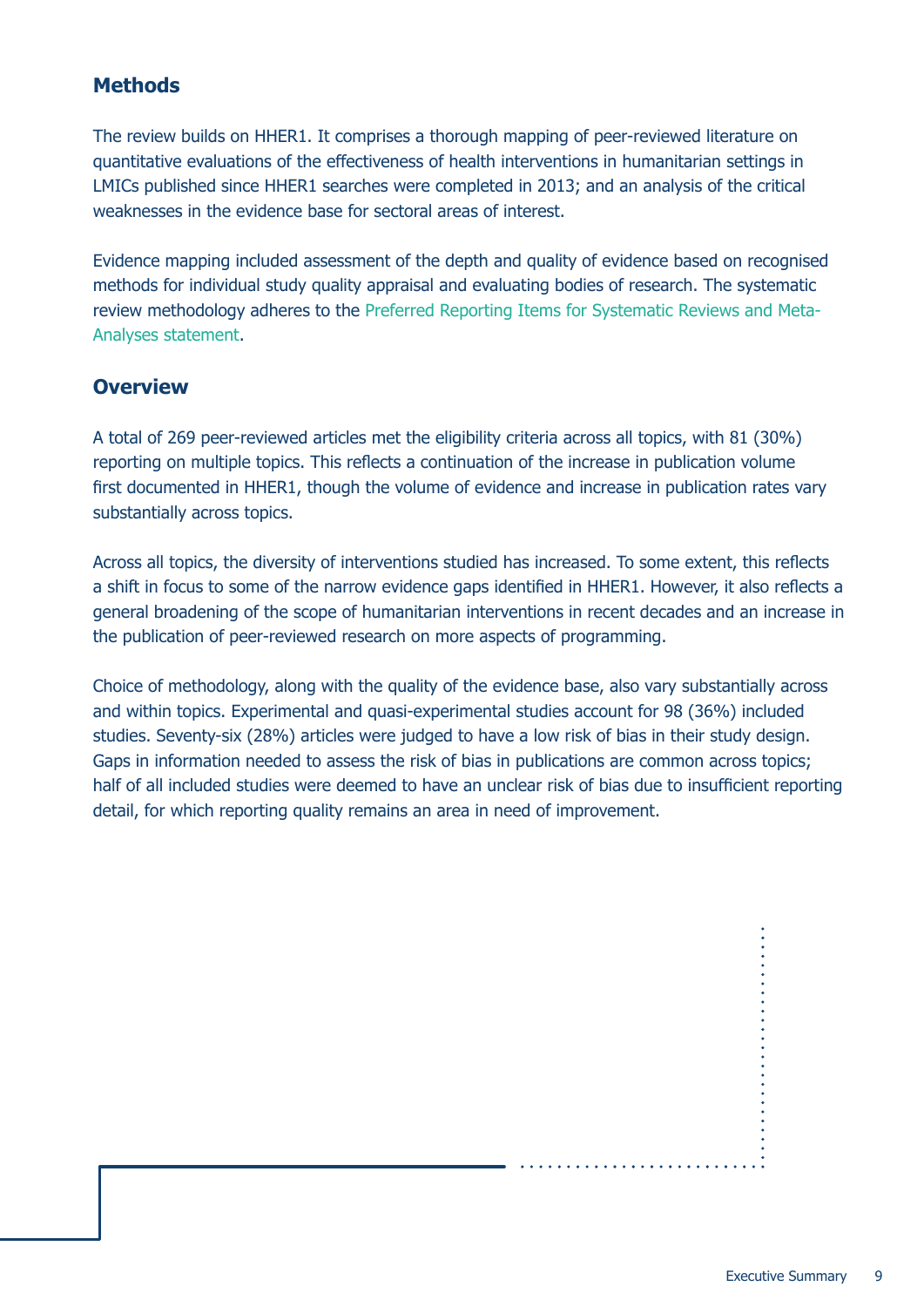## Methods

The review builds on HHER1. It comprises a thorough mapping of peer-reviewed literature on quantitative evaluations of the effectiveness of health interventions in humanitarian settings in LMICs published since HHER1 searches were completed in 2013; and an analysis of the critical weaknesses in the evidence base for sectoral areas of interest.

Evidence mapping included assessment of the depth and quality of evidence based on recognised methods for individual study quality appraisal and evaluating bodies of research. The systematic review methodology adheres to the Preferred Reporting Items for Systematic Reviews and Meta-Analyses statement.

## Overview

A total of 269 peer-reviewed articles met the eligibility criteria across all topics, with 81 (30%) reporting on multiple topics. This reflects a continuation of the increase in publication volume first documented in HHER1, though the volume of evidence and increase in publication rates vary substantially across topics.

Across all topics, the diversity of interventions studied has increased. To some extent, this reflects a shift in focus to some of the narrow evidence gaps identified in HHER1. However, it also reflects a general broadening of the scope of humanitarian interventions in recent decades and an increase in the publication of peer-reviewed research on more aspects of programming.

Choice of methodology, along with the quality of the evidence base, also vary substantially across and within topics. Experimental and quasi-experimental studies account for 98 (36%) included studies. Seventy-six (28%) articles were judged to have a low risk of bias in their study design. Gaps in information needed to assess the risk of bias in publications are common across topics; half of all included studies were deemed to have an unclear risk of bias due to insufficient reporting detail, for which reporting quality remains an area in need of improvement.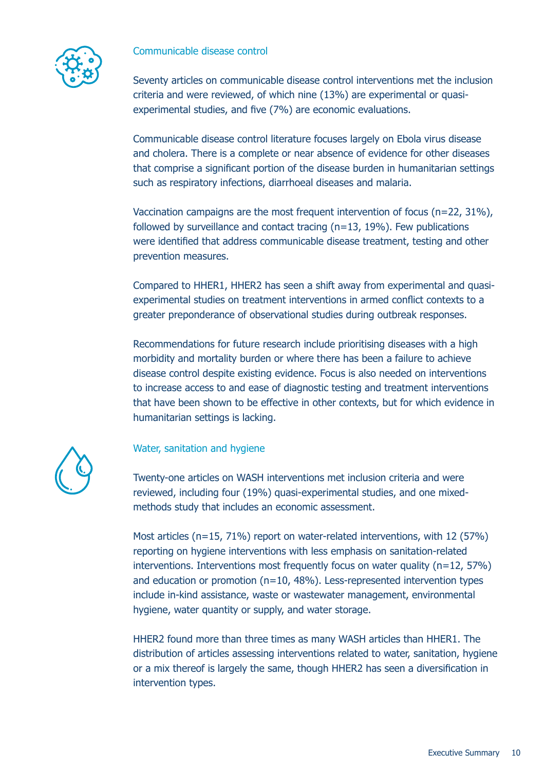## Communicable disease control

Seventy articles on communicable disease control interventions met the inclusion criteria and were reviewed, of which nine (13%) are experimental or quasi-experimental studies, and five (7%) are economic evaluations.

Communicable disease control literature focuses largely on Ebola virus disease and cholera. There is a complete or near absence of evidence for other diseases that comprise a significant portion of the disease burden in humanitarian settings such as respiratory infections, diarrhoeal diseases and malaria.

Vaccination campaigns are the most frequent intervention of focus (n=22, 31%), followed by surveillance and contact tracing (n=13, 19%). Few publications were identified that address communicable disease treatment, testing and other prevention measures.

Compared to HHER1, HHER2 has seen a shift away from experimental and quasi-experimental studies on treatment interventions in armed conflict contexts to a greater preponderance of observational studies during outbreak responses.

Recommendations for future research include prioritising diseases with a high morbidity and mortality burden or where there has been a failure to achieve disease control despite existing evidence. Focus is also needed on interventions to increase access to and ease of diagnostic testing and treatment interventions that have been shown to be effective in other contexts, but for which evidence in humanitarian settings is lacking.

## Water, sanitation and hygiene

Twenty-one articles on WASH interventions met inclusion criteria and were reviewed, including four (19%) quasi-experimental studies, and one mixed-methods study that includes an economic assessment.

Most articles (n=15, 71%) report on water-related interventions, with 12 (57%) reporting on hygiene interventions with less emphasis on sanitation-related interventions. Interventions most frequently focus on water quality (n=12, 57%) and education or promotion (n=10, 48%). Less-represented intervention types include in-kind assistance, waste or wastewater management, environmental hygiene, water quantity or supply, and water storage.

HHER2 found more than three times as many WASH articles than HHER1. The distribution of articles assessing interventions related to water, sanitation, hygiene or a mix thereof is largely the same, though HHER2 has seen a diversification in intervention types.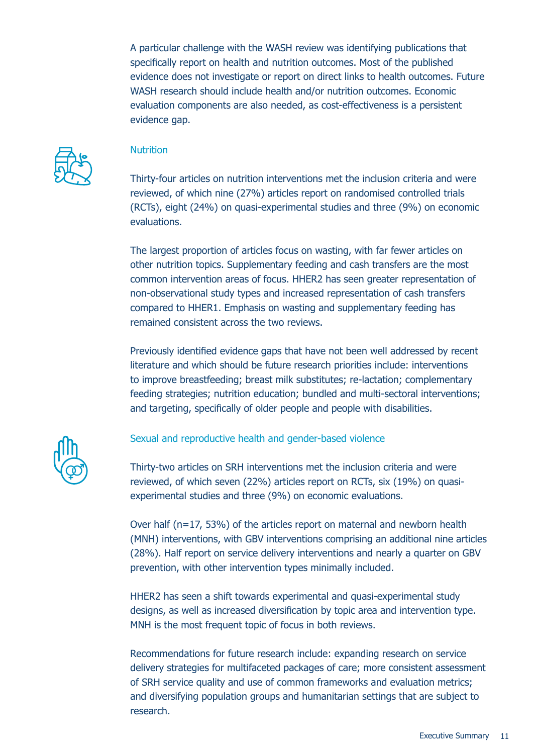A particular challenge with the WASH review was identifying publications that specifically report on health and nutrition outcomes. Most of the published evidence does not investigate or report on direct links to health outcomes. Future WASH research should include health and/or nutrition outcomes. Economic evaluation components are also needed, as cost-effectiveness is a persistent evidence gap.

### Nutrition

Thirty-four articles on nutrition interventions met the inclusion criteria and were reviewed, of which nine (27%) articles report on randomised controlled trials (RCTs), eight (24%) on quasi-experimental studies and three (9%) on economic evaluations.

The largest proportion of articles focus on wasting, with far fewer articles on other nutrition topics. Supplementary feeding and cash transfers are the most common intervention areas of focus. HHER2 has seen greater representation of non-observational study types and increased representation of cash transfers compared to HHER1. Emphasis on wasting and supplementary feeding has remained consistent across the two reviews.

Previously identified evidence gaps that have not been well addressed by recent literature and which should be future research priorities include: interventions to improve breastfeeding; breast milk substitutes; re-lactation; complementary feeding strategies; nutrition education; bundled and multi-sectoral interventions; and targeting, specifically of older people and people with disabilities.

### Sexual and reproductive health and gender-based violence

Thirty-two articles on SRH interventions met the inclusion criteria and were reviewed, of which seven (22%) articles report on RCTs, six (19%) on quasi-experimental studies and three (9%) on economic evaluations.

Over half (n=17, 53%) of the articles report on maternal and newborn health (MNH) interventions, with GBV interventions comprising an additional nine articles (28%). Half report on service delivery interventions and nearly a quarter on GBV prevention, with other intervention types minimally included.

HHER2 has seen a shift towards experimental and quasi-experimental study designs, as well as increased diversification by topic area and intervention type. MNH is the most frequent topic of focus in both reviews.

Recommendations for future research include: expanding research on service delivery strategies for multifaceted packages of care; more consistent assessment of SRH service quality and use of common frameworks and evaluation metrics; and diversifying population groups and humanitarian settings that are subject to research.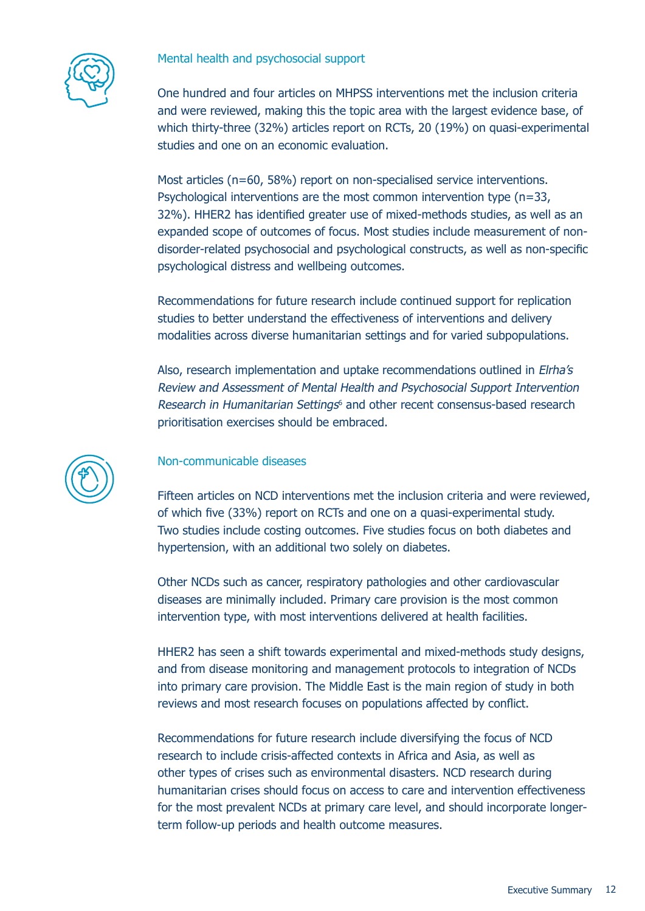## Mental health and psychosocial support

One hundred and four articles on MHPSS interventions met the inclusion criteria and were reviewed, making this the topic area with the largest evidence base, of which thirty-three (32%) articles report on RCTs, 20 (19%) on quasi-experimental studies and one on an economic evaluation.

Most articles (n=60, 58%) report on non-specialised service interventions. Psychological interventions are the most common intervention type (n=33, 32%). HHER2 has identified greater use of mixed-methods studies, as well as an expanded scope of outcomes of focus. Most studies include measurement of non-disorder-related psychosocial and psychological constructs, as well as non-specific psychological distress and wellbeing outcomes.

Recommendations for future research include continued support for replication studies to better understand the effectiveness of interventions and delivery modalities across diverse humanitarian settings and for varied subpopulations.

Also, research implementation and uptake recommendations outlined in *Elrha's Review and Assessment of Mental Health and Psychosocial Support Intervention Research in Humanitarian Settings*[6] and other recent consensus-based research prioritisation exercises should be embraced.

## Non-communicable diseases

Fifteen articles on NCD interventions met the inclusion criteria and were reviewed, of which five (33%) report on RCTs and one on a quasi-experimental study. Two studies include costing outcomes. Five studies focus on both diabetes and hypertension, with an additional two solely on diabetes.

Other NCDs such as cancer, respiratory pathologies and other cardiovascular diseases are minimally included. Primary care provision is the most common intervention type, with most interventions delivered at health facilities.

HHER2 has seen a shift towards experimental and mixed-methods study designs, and from disease monitoring and management protocols to integration of NCDs into primary care provision. The Middle East is the main region of study in both reviews and most research focuses on populations affected by conflict.

Recommendations for future research include diversifying the focus of NCD research to include crisis-affected contexts in Africa and Asia, as well as other types of crises such as environmental disasters. NCD research during humanitarian crises should focus on access to care and intervention effectiveness for the most prevalent NCDs at primary care level, and should incorporate longer-term follow-up periods and health outcome measures.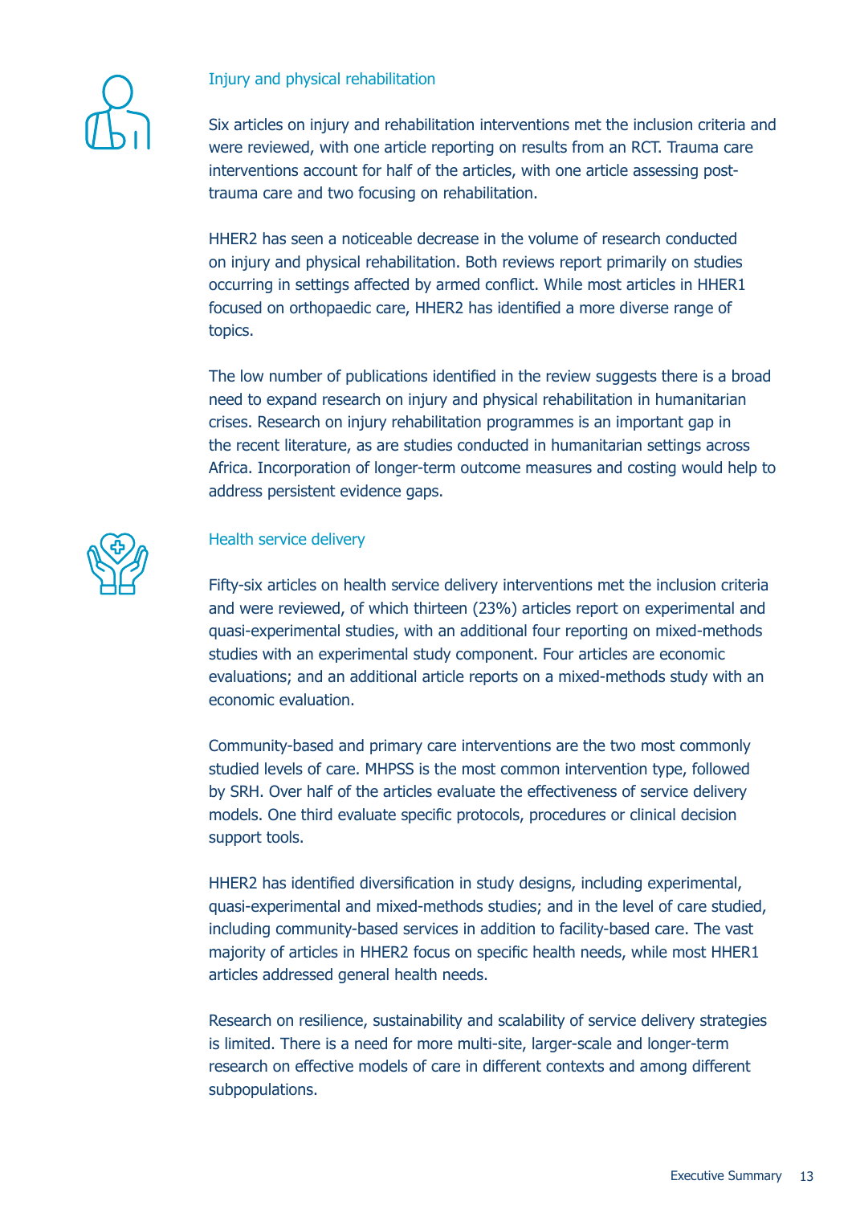### Injury and physical rehabilitation

Six articles on injury and rehabilitation interventions met the inclusion criteria and were reviewed, with one article reporting on results from an RCT. Trauma care interventions account for half of the articles, with one article assessing post-trauma care and two focusing on rehabilitation.

HHER2 has seen a noticeable decrease in the volume of research conducted on injury and physical rehabilitation. Both reviews report primarily on studies occurring in settings affected by armed conflict. While most articles in HHER1 focused on orthopaedic care, HHER2 has identified a more diverse range of topics.

The low number of publications identified in the review suggests there is a broad need to expand research on injury and physical rehabilitation in humanitarian crises. Research on injury rehabilitation programmes is an important gap in the recent literature, as are studies conducted in humanitarian settings across Africa. Incorporation of longer-term outcome measures and costing would help to address persistent evidence gaps.

### Health service delivery

Fifty-six articles on health service delivery interventions met the inclusion criteria and were reviewed, of which thirteen (23%) articles report on experimental and quasi-experimental studies, with an additional four reporting on mixed-methods studies with an experimental study component. Four articles are economic evaluations; and an additional article reports on a mixed-methods study with an economic evaluation.

Community-based and primary care interventions are the two most commonly studied levels of care. MHPSS is the most common intervention type, followed by SRH. Over half of the articles evaluate the effectiveness of service delivery models. One third evaluate specific protocols, procedures or clinical decision support tools.

HHER2 has identified diversification in study designs, including experimental, quasi-experimental and mixed-methods studies; and in the level of care studied, including community-based services in addition to facility-based care. The vast majority of articles in HHER2 focus on specific health needs, while most HHER1 articles addressed general health needs.

Research on resilience, sustainability and scalability of service delivery strategies is limited. There is a need for more multi-site, larger-scale and longer-term research on effective models of care in different contexts and among different subpopulations.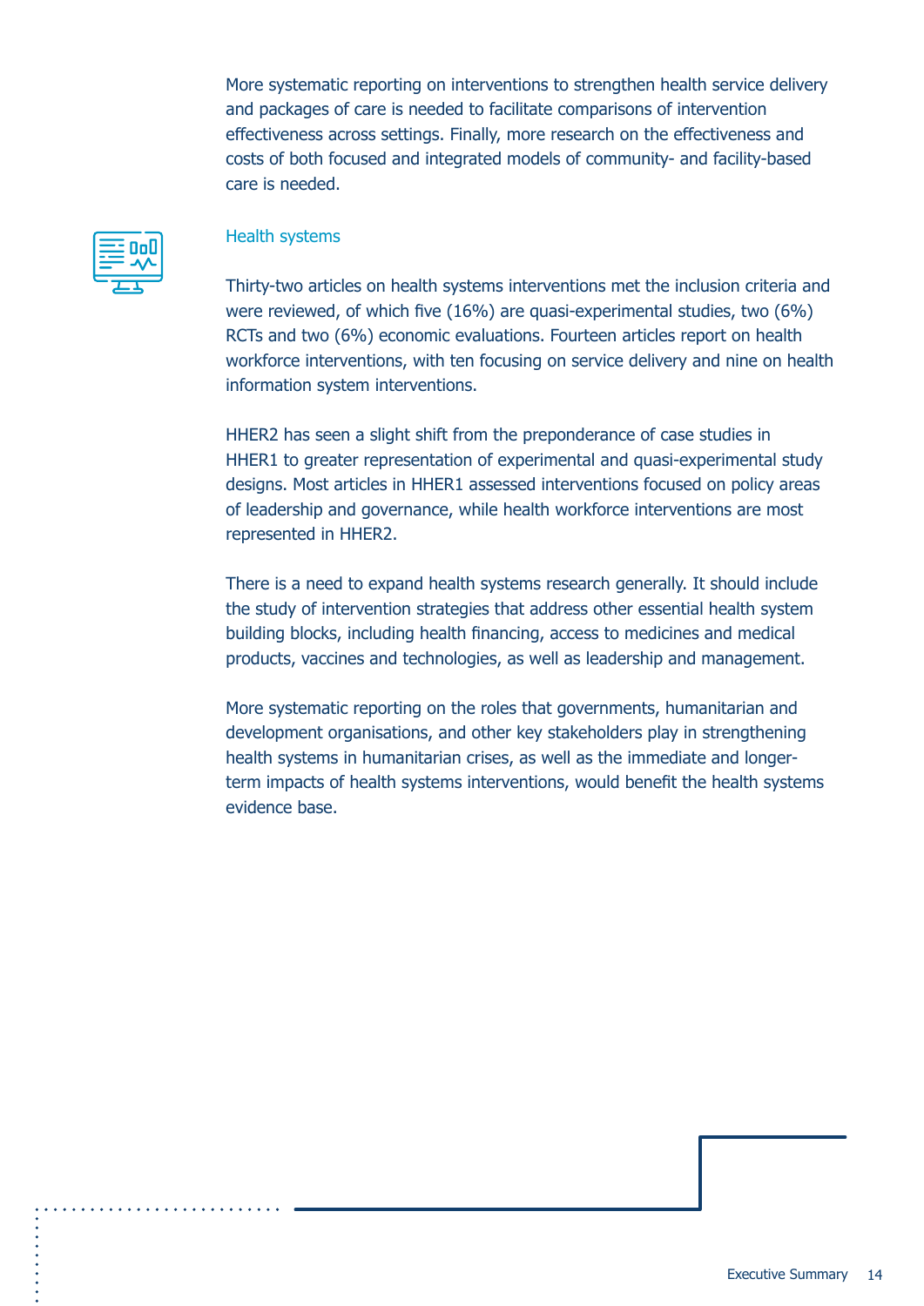More systematic reporting on interventions to strengthen health service delivery and packages of care is needed to facilitate comparisons of intervention effectiveness across settings. Finally, more research on the effectiveness and costs of both focused and integrated models of community- and facility-based care is needed.

### Health systems

Thirty-two articles on health systems interventions met the inclusion criteria and were reviewed, of which five (16%) are quasi-experimental studies, two (6%) RCTs and two (6%) economic evaluations. Fourteen articles report on health workforce interventions, with ten focusing on service delivery and nine on health information system interventions.

HHER2 has seen a slight shift from the preponderance of case studies in HHER1 to greater representation of experimental and quasi-experimental study designs. Most articles in HHER1 assessed interventions focused on policy areas of leadership and governance, while health workforce interventions are most represented in HHER2.

There is a need to expand health systems research generally. It should include the study of intervention strategies that address other essential health system building blocks, including health financing, access to medicines and medical products, vaccines and technologies, as well as leadership and management.

More systematic reporting on the roles that governments, humanitarian and development organisations, and other key stakeholders play in strengthening health systems in humanitarian crises, as well as the immediate and longer-term impacts of health systems interventions, would benefit the health systems evidence base.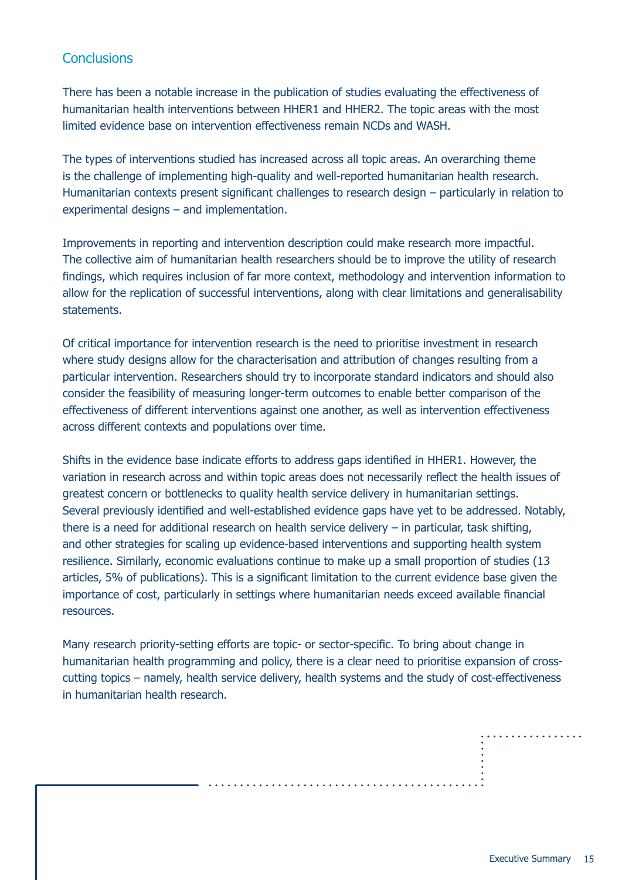## Conclusions

There has been a notable increase in the publication of studies evaluating the effectiveness of humanitarian health interventions between HHER1 and HHER2. The topic areas with the most limited evidence base on intervention effectiveness remain NCDs and WASH.

The types of interventions studied has increased across all topic areas. An overarching theme is the challenge of implementing high-quality and well-reported humanitarian health research. Humanitarian contexts present significant challenges to research design – particularly in relation to experimental designs – and implementation.

Improvements in reporting and intervention description could make research more impactful. The collective aim of humanitarian health researchers should be to improve the utility of research findings, which requires inclusion of far more context, methodology and intervention information to allow for the replication of successful interventions, along with clear limitations and generalisability statements.

Of critical importance for intervention research is the need to prioritise investment in research where study designs allow for the characterisation and attribution of changes resulting from a particular intervention. Researchers should try to incorporate standard indicators and should also consider the feasibility of measuring longer-term outcomes to enable better comparison of the effectiveness of different interventions against one another, as well as intervention effectiveness across different contexts and populations over time.

Shifts in the evidence base indicate efforts to address gaps identified in HHER1. However, the variation in research across and within topic areas does not necessarily reflect the health issues of greatest concern or bottlenecks to quality health service delivery in humanitarian settings. Several previously identified and well-established evidence gaps have yet to be addressed. Notably, there is a need for additional research on health service delivery – in particular, task shifting, and other strategies for scaling up evidence-based interventions and supporting health system resilience. Similarly, economic evaluations continue to make up a small proportion of studies (13 articles, 5% of publications). This is a significant limitation to the current evidence base given the importance of cost, particularly in settings where humanitarian needs exceed available financial resources.

Many research priority-setting efforts are topic- or sector-specific. To bring about change in humanitarian health programming and policy, there is a clear need to prioritise expansion of cross-cutting topics – namely, health service delivery, health systems and the study of cost-effectiveness in humanitarian health research.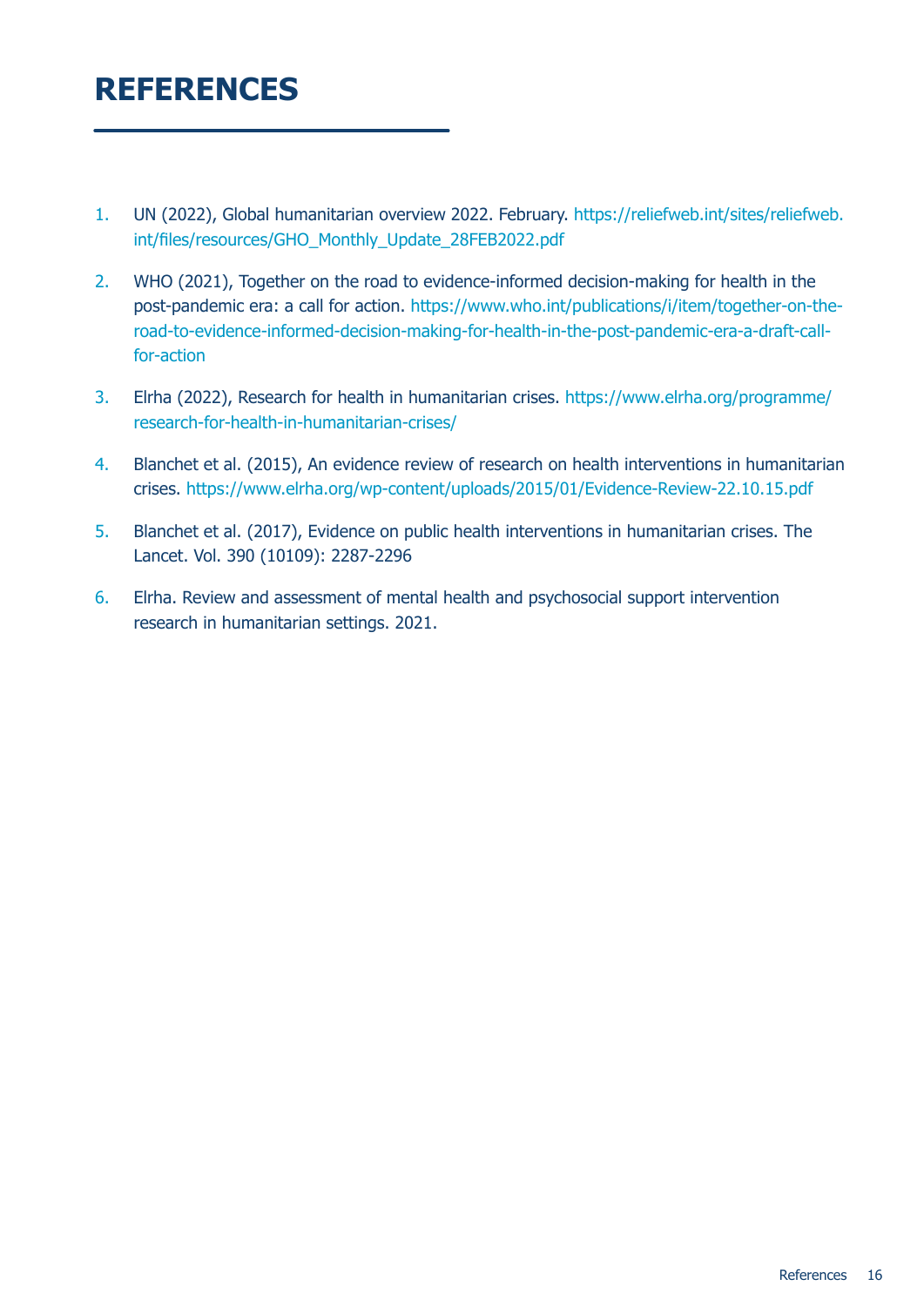# REFERENCES

1. UN (2022), Global humanitarian overview 2022. February. https://reliefweb.int/sites/reliefweb.int/files/resources/GHO_Monthly_Update_28FEB2022.pdf
2. WHO (2021), Together on the road to evidence-informed decision-making for health in the post-pandemic era: a call for action. https://www.who.int/publications/i/item/together-on-the-road-to-evidence-informed-decision-making-for-health-in-the-post-pandemic-era-a-draft-call-for-action
3. Elrha (2022), Research for health in humanitarian crises. https://www.elrha.org/programme/research-for-health-in-humanitarian-crises/
4. Blanchet et al. (2015), An evidence review of research on health interventions in humanitarian crises. https://www.elrha.org/wp-content/uploads/2015/01/Evidence-Review-22.10.15.pdf
5. Blanchet et al. (2017), Evidence on public health interventions in humanitarian crises. The Lancet. Vol. 390 (10109): 2287-2296
6. Elrha. Review and assessment of mental health and psychosocial support intervention research in humanitarian settings. 2021.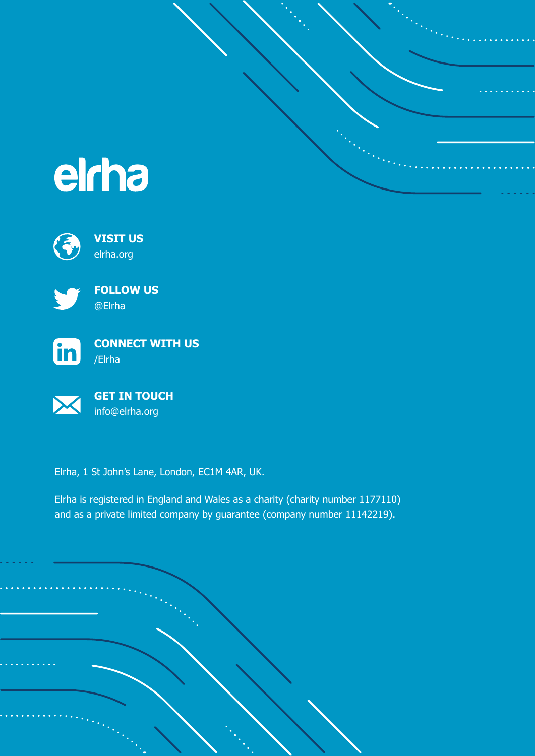elrha

**VISIT US**
elrha.org

**FOLLOW US**
@Elrha

**CONNECT WITH US**
/Elrha

**GET IN TOUCH**
info@elrha.org

Elrha, 1 St John's Lane, London, EC1M 4AR, UK.

Elrha is registered in England and Wales as a charity (charity number 1177110) and as a private limited company by guarantee (company number 11142219).